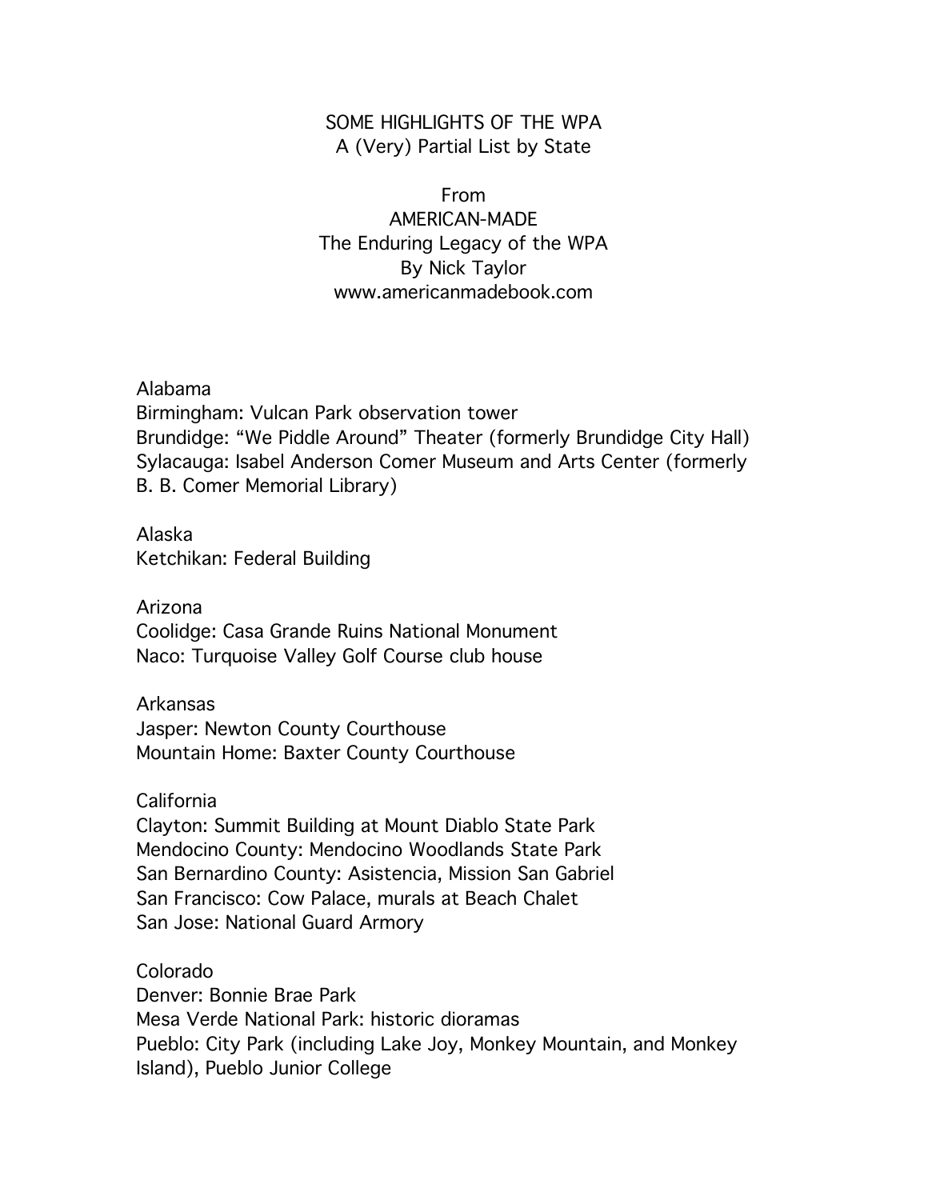# SOME HIGHLIGHTS OF THE WPA
## A (Very) Partial List by State

From
AMERICAN-MADE
The Enduring Legacy of the WPA
By Nick Taylor
www.americanmadebook.com

### Alabama
Birmingham: Vulcan Park observation tower
Brundidge: “We Piddle Around” Theater (formerly Brundidge City Hall)
Sylacauga: Isabel Anderson Comer Museum and Arts Center (formerly B. B. Comer Memorial Library)

### Alaska
Ketchikan: Federal Building

### Arizona
Coolidge: Casa Grande Ruins National Monument
Naco: Turquoise Valley Golf Course club house

### Arkansas
Jasper: Newton County Courthouse
Mountain Home: Baxter County Courthouse

### California
Clayton: Summit Building at Mount Diablo State Park
Mendocino County: Mendocino Woodlands State Park
San Bernardino County: Asistencia, Mission San Gabriel
San Francisco: Cow Palace, murals at Beach Chalet
San Jose: National Guard Armory

### Colorado
Denver: Bonnie Brae Park
Mesa Verde National Park: historic dioramas
Pueblo: City Park (including Lake Joy, Monkey Mountain, and Monkey Island), Pueblo Junior College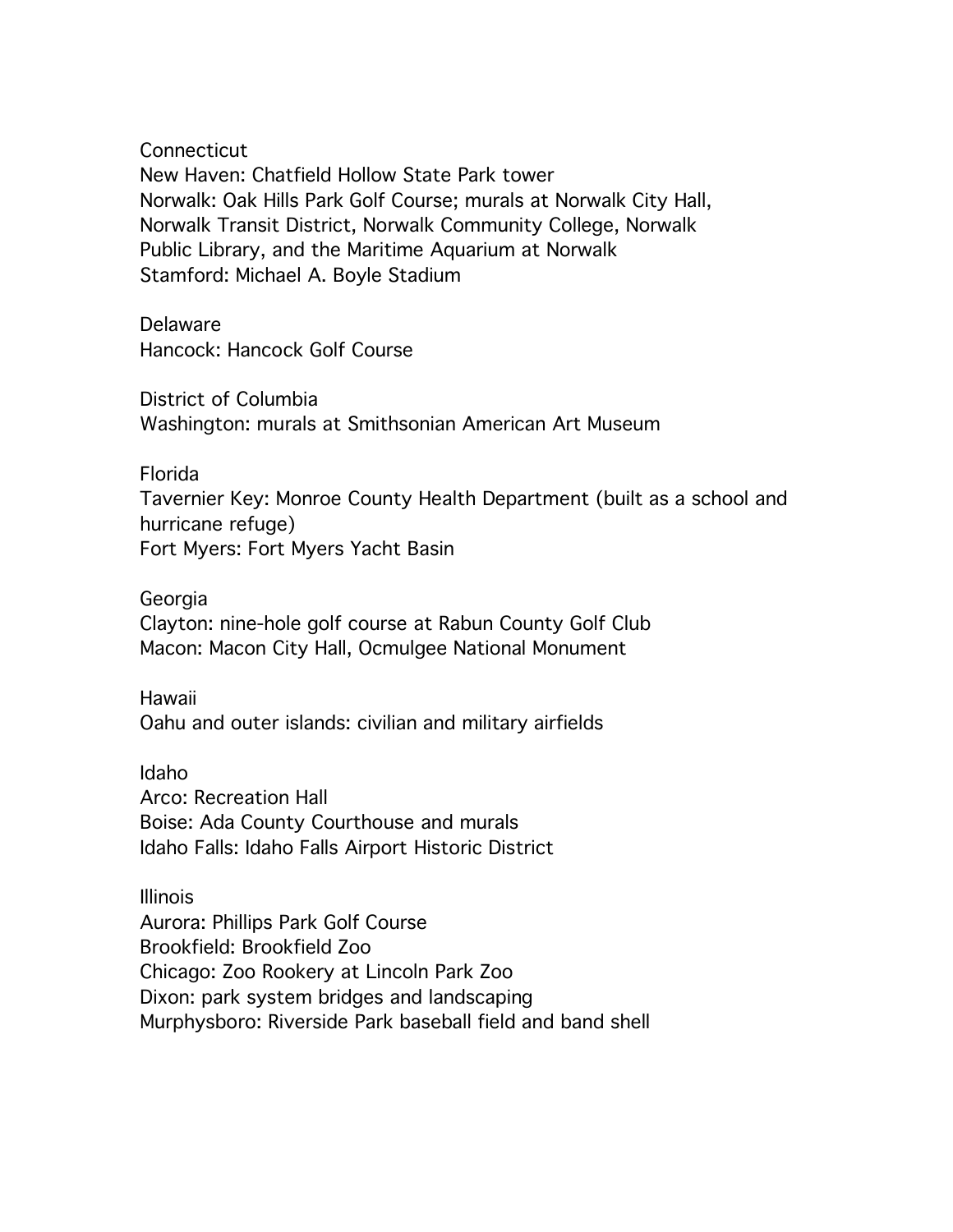Connecticut
New Haven: Chatfield Hollow State Park tower
Norwalk: Oak Hills Park Golf Course; murals at Norwalk City Hall, Norwalk Transit District, Norwalk Community College, Norwalk Public Library, and the Maritime Aquarium at Norwalk
Stamford: Michael A. Boyle Stadium

Delaware
Hancock: Hancock Golf Course

District of Columbia
Washington: murals at Smithsonian American Art Museum

Florida
Tavernier Key: Monroe County Health Department (built as a school and hurricane refuge)
Fort Myers: Fort Myers Yacht Basin

Georgia
Clayton: nine-hole golf course at Rabun County Golf Club
Macon: Macon City Hall, Ocmulgee National Monument

Hawaii
Oahu and outer islands: civilian and military airfields

Idaho
Arco: Recreation Hall
Boise: Ada County Courthouse and murals
Idaho Falls: Idaho Falls Airport Historic District

Illinois
Aurora: Phillips Park Golf Course
Brookfield: Brookfield Zoo
Chicago: Zoo Rookery at Lincoln Park Zoo
Dixon: park system bridges and landscaping
Murphysboro: Riverside Park baseball field and band shell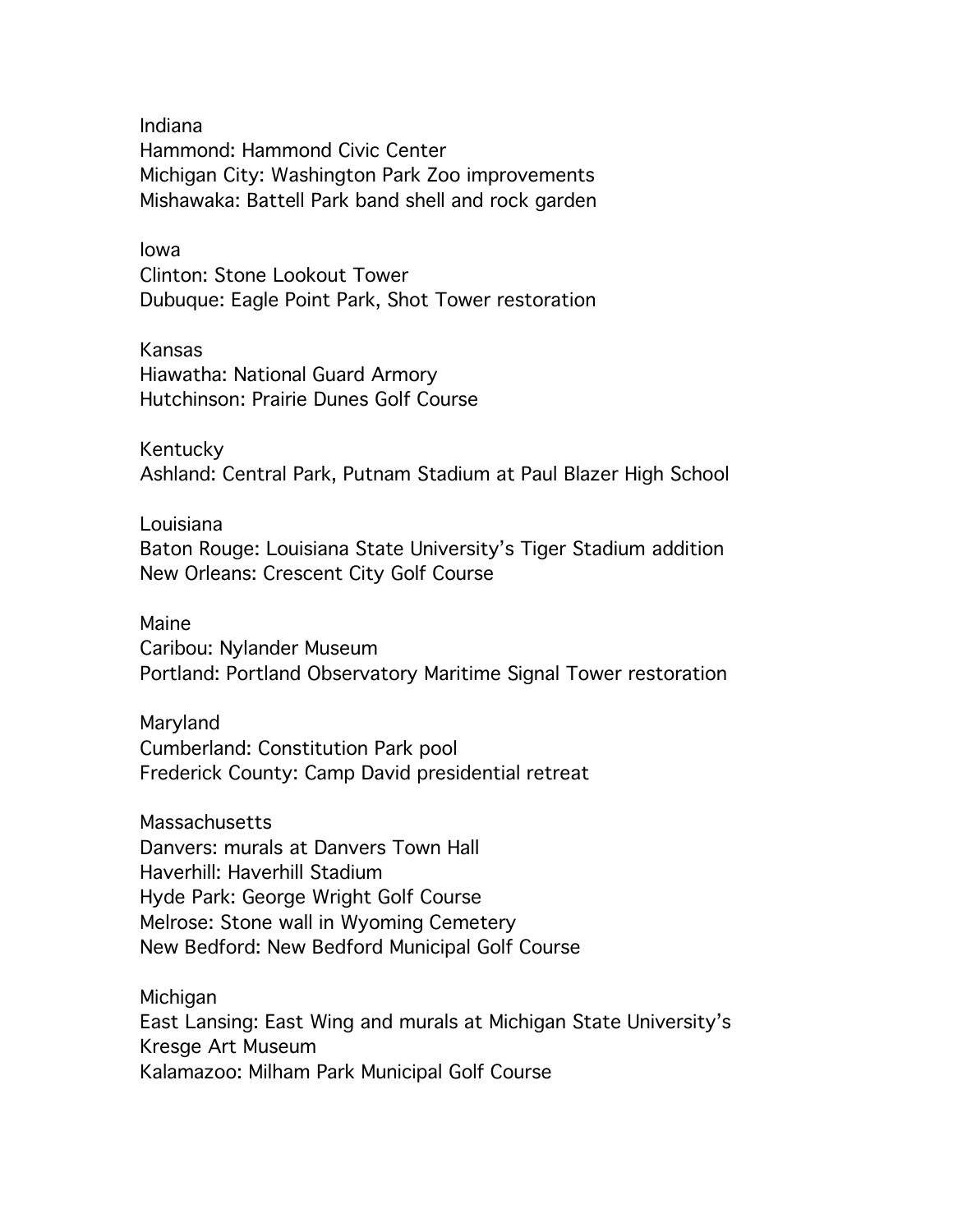Indiana
Hammond: Hammond Civic Center
Michigan City: Washington Park Zoo improvements
Mishawaka: Battell Park band shell and rock garden

Iowa
Clinton: Stone Lookout Tower
Dubuque: Eagle Point Park, Shot Tower restoration

Kansas
Hiawatha: National Guard Armory
Hutchinson: Prairie Dunes Golf Course

Kentucky
Ashland: Central Park, Putnam Stadium at Paul Blazer High School

Louisiana
Baton Rouge: Louisiana State University's Tiger Stadium addition
New Orleans: Crescent City Golf Course

Maine
Caribou: Nylander Museum
Portland: Portland Observatory Maritime Signal Tower restoration

Maryland
Cumberland: Constitution Park pool
Frederick County: Camp David presidential retreat

Massachusetts
Danvers: murals at Danvers Town Hall
Haverhill: Haverhill Stadium
Hyde Park: George Wright Golf Course
Melrose: Stone wall in Wyoming Cemetery
New Bedford: New Bedford Municipal Golf Course

Michigan
East Lansing: East Wing and murals at Michigan State University's Kresge Art Museum
Kalamazoo: Milham Park Municipal Golf Course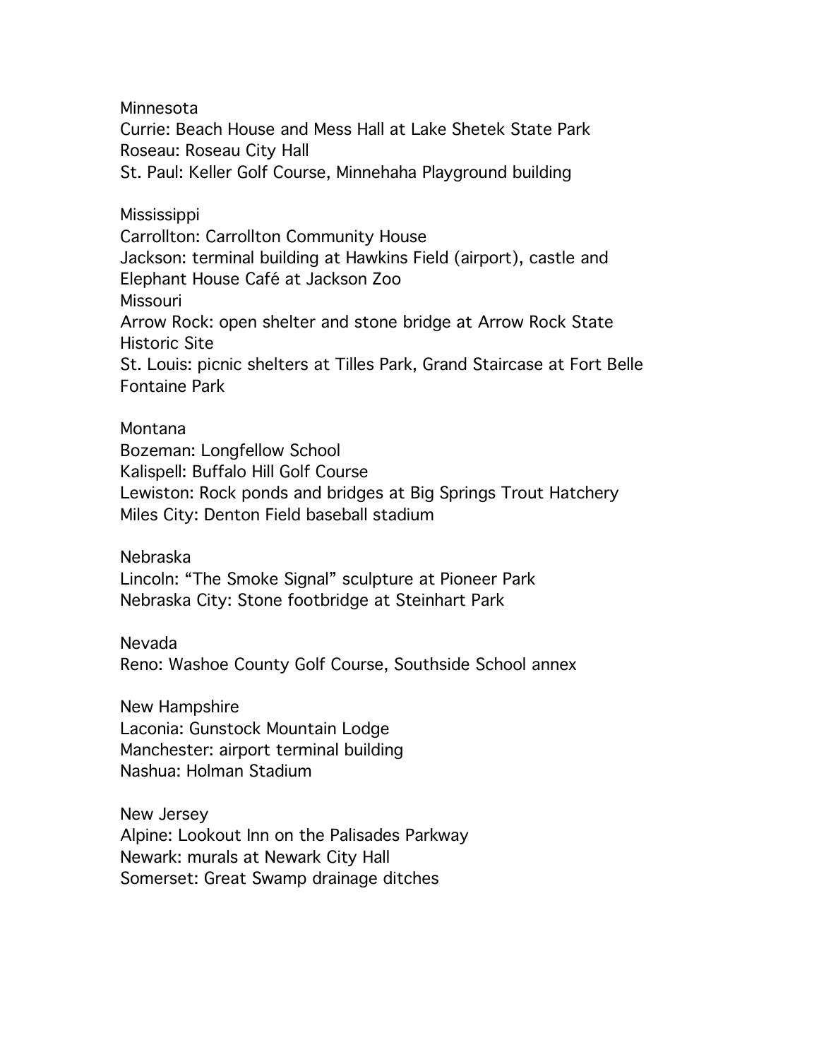Minnesota
Currie: Beach House and Mess Hall at Lake Shetek State Park
Roseau: Roseau City Hall
St. Paul: Keller Golf Course, Minnehaha Playground building

Mississippi
Carrollton: Carrollton Community House
Jackson: terminal building at Hawkins Field (airport), castle and Elephant House Café at Jackson Zoo
Missouri
Arrow Rock: open shelter and stone bridge at Arrow Rock State Historic Site
St. Louis: picnic shelters at Tilles Park, Grand Staircase at Fort Belle Fontaine Park

Montana
Bozeman: Longfellow School
Kalispell: Buffalo Hill Golf Course
Lewiston: Rock ponds and bridges at Big Springs Trout Hatchery
Miles City: Denton Field baseball stadium

Nebraska
Lincoln: "The Smoke Signal" sculpture at Pioneer Park
Nebraska City: Stone footbridge at Steinhart Park

Nevada
Reno: Washoe County Golf Course, Southside School annex

New Hampshire
Laconia: Gunstock Mountain Lodge
Manchester: airport terminal building
Nashua: Holman Stadium

New Jersey
Alpine: Lookout Inn on the Palisades Parkway
Newark: murals at Newark City Hall
Somerset: Great Swamp drainage ditches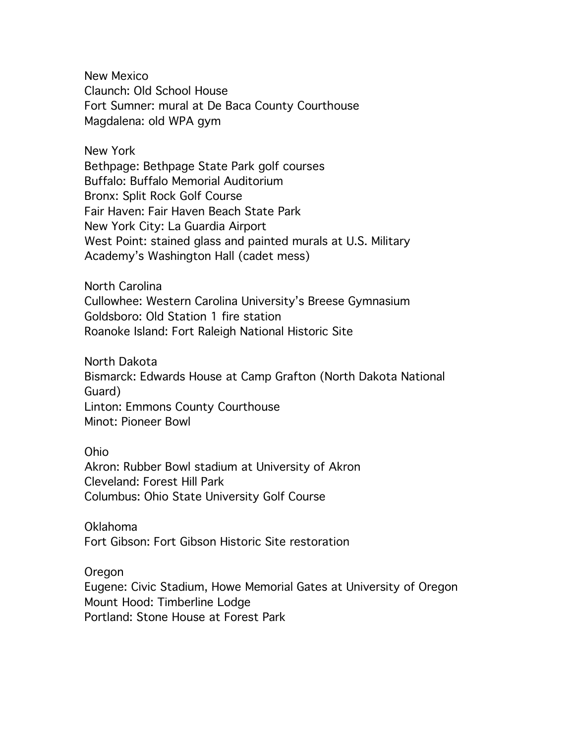New Mexico
Claunch: Old School House
Fort Sumner: mural at De Baca County Courthouse
Magdalena: old WPA gym

New York
Bethpage: Bethpage State Park golf courses
Buffalo: Buffalo Memorial Auditorium
Bronx: Split Rock Golf Course
Fair Haven: Fair Haven Beach State Park
New York City: La Guardia Airport
West Point: stained glass and painted murals at U.S. Military Academy's Washington Hall (cadet mess)

North Carolina
Cullowhee: Western Carolina University's Breese Gymnasium
Goldsboro: Old Station 1 fire station
Roanoke Island: Fort Raleigh National Historic Site

North Dakota
Bismarck: Edwards House at Camp Grafton (North Dakota National Guard)
Linton: Emmons County Courthouse
Minot: Pioneer Bowl

Ohio
Akron: Rubber Bowl stadium at University of Akron
Cleveland: Forest Hill Park
Columbus: Ohio State University Golf Course

Oklahoma
Fort Gibson: Fort Gibson Historic Site restoration

Oregon
Eugene: Civic Stadium, Howe Memorial Gates at University of Oregon
Mount Hood: Timberline Lodge
Portland: Stone House at Forest Park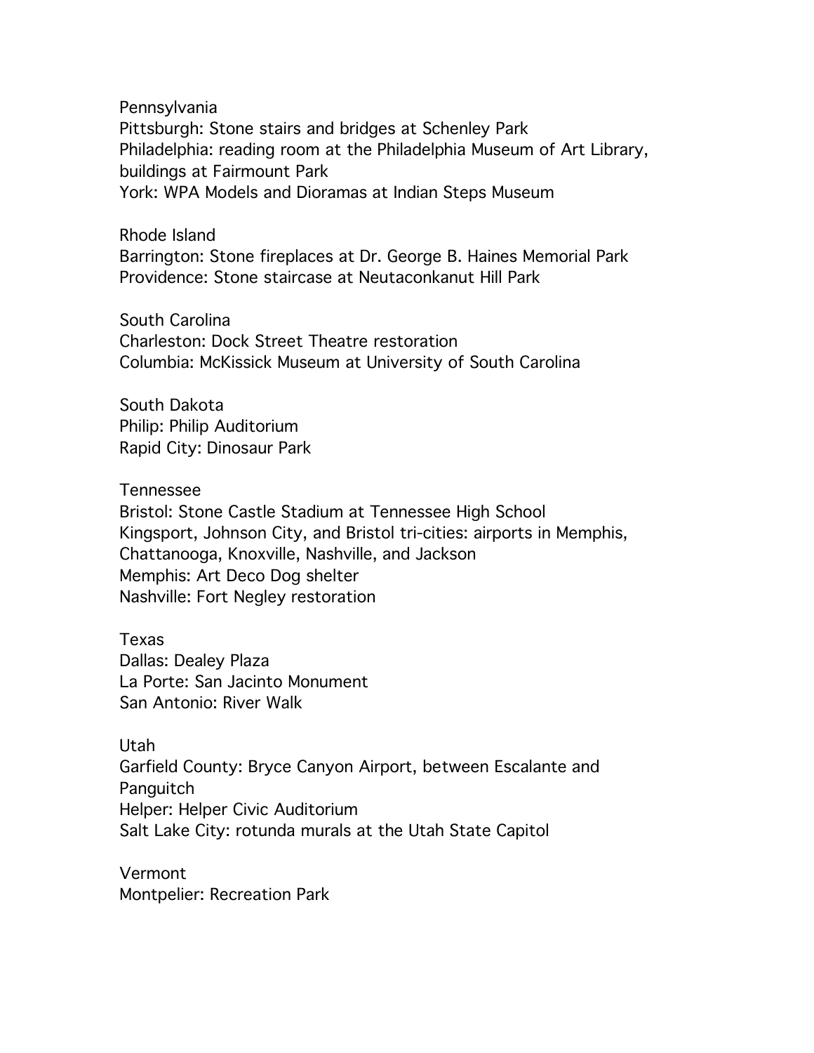Pennsylvania
Pittsburgh: Stone stairs and bridges at Schenley Park
Philadelphia: reading room at the Philadelphia Museum of Art Library, buildings at Fairmount Park
York: WPA Models and Dioramas at Indian Steps Museum

Rhode Island
Barrington: Stone fireplaces at Dr. George B. Haines Memorial Park
Providence: Stone staircase at Neutaconkanut Hill Park

South Carolina
Charleston: Dock Street Theatre restoration
Columbia: McKissick Museum at University of South Carolina

South Dakota
Philip: Philip Auditorium
Rapid City: Dinosaur Park

Tennessee
Bristol: Stone Castle Stadium at Tennessee High School
Kingsport, Johnson City, and Bristol tri-cities: airports in Memphis, Chattanooga, Knoxville, Nashville, and Jackson
Memphis: Art Deco Dog shelter
Nashville: Fort Negley restoration

Texas
Dallas: Dealey Plaza
La Porte: San Jacinto Monument
San Antonio: River Walk

Utah
Garfield County: Bryce Canyon Airport, between Escalante and Panguitch
Helper: Helper Civic Auditorium
Salt Lake City: rotunda murals at the Utah State Capitol

Vermont
Montpelier: Recreation Park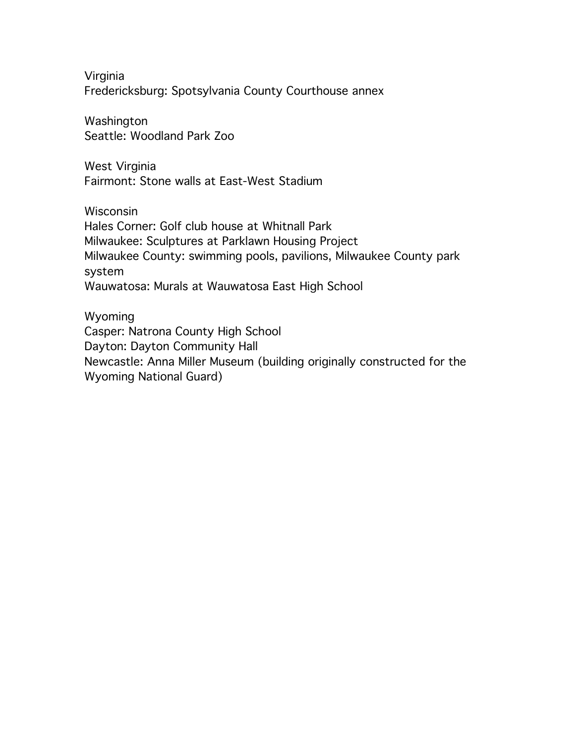Virginia
Fredericksburg: Spotsylvania County Courthouse annex

Washington
Seattle: Woodland Park Zoo

West Virginia
Fairmont: Stone walls at East-West Stadium

Wisconsin
Hales Corner: Golf club house at Whitnall Park
Milwaukee: Sculptures at Parklawn Housing Project
Milwaukee County: swimming pools, pavilions, Milwaukee County park system
Wauwatosa: Murals at Wauwatosa East High School

Wyoming
Casper: Natrona County High School
Dayton: Dayton Community Hall
Newcastle: Anna Miller Museum (building originally constructed for the Wyoming National Guard)